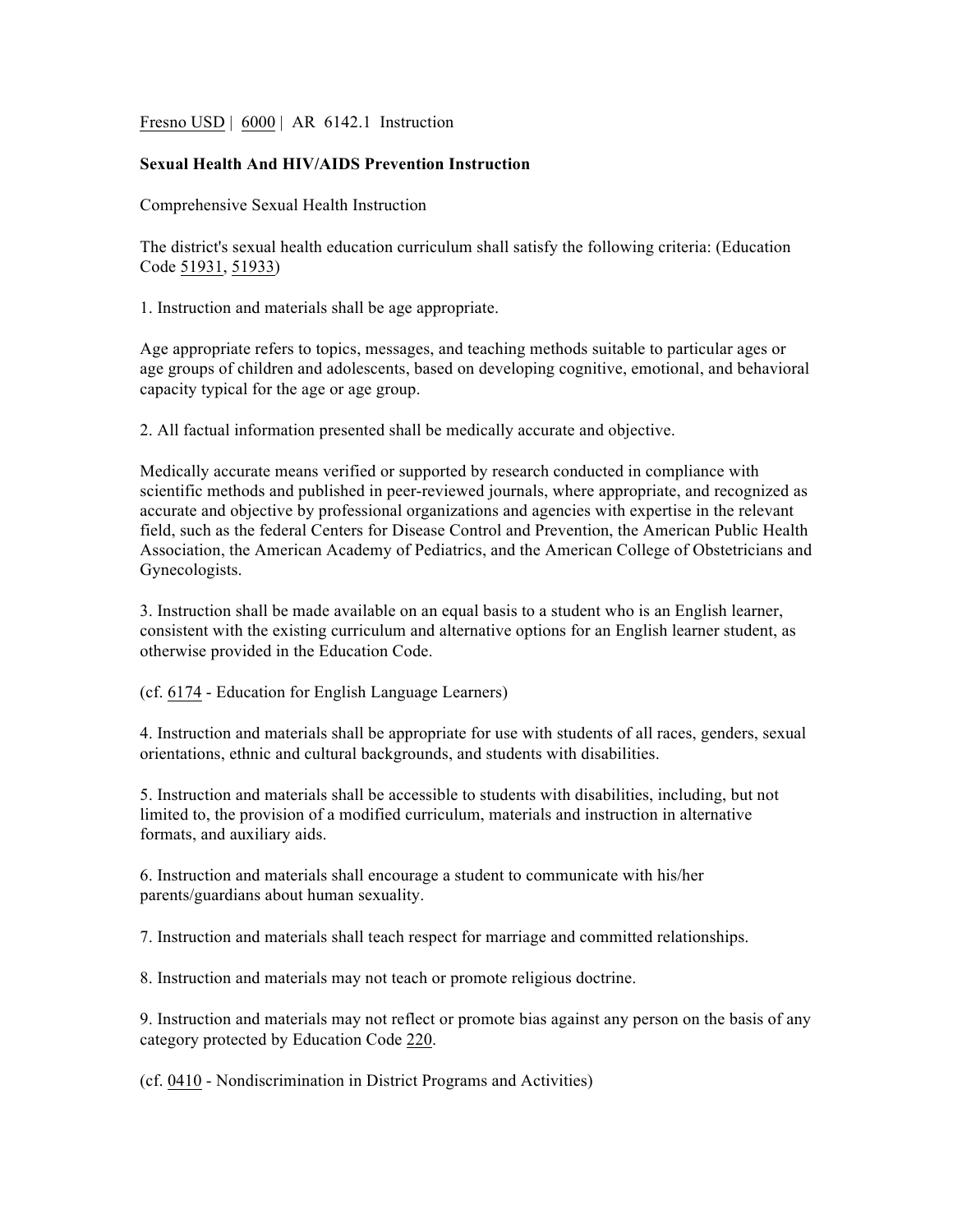Fresno USD | 6000 | AR 6142.1 Instruction

# Sexual Health And HIV/AIDS Prevention Instruction

## Comprehensive Sexual Health Instruction

The district's sexual health education curriculum shall satisfy the following criteria: (Education Code 51931, 51933)

1. Instruction and materials shall be age appropriate.

Age appropriate refers to topics, messages, and teaching methods suitable to particular ages or age groups of children and adolescents, based on developing cognitive, emotional, and behavioral capacity typical for the age or age group.

2. All factual information presented shall be medically accurate and objective.

Medically accurate means verified or supported by research conducted in compliance with scientific methods and published in peer-reviewed journals, where appropriate, and recognized as accurate and objective by professional organizations and agencies with expertise in the relevant field, such as the federal Centers for Disease Control and Prevention, the American Public Health Association, the American Academy of Pediatrics, and the American College of Obstetricians and Gynecologists.

3. Instruction shall be made available on an equal basis to a student who is an English learner, consistent with the existing curriculum and alternative options for an English learner student, as otherwise provided in the Education Code.

(cf. 6174 - Education for English Language Learners)

4. Instruction and materials shall be appropriate for use with students of all races, genders, sexual orientations, ethnic and cultural backgrounds, and students with disabilities.

5. Instruction and materials shall be accessible to students with disabilities, including, but not limited to, the provision of a modified curriculum, materials and instruction in alternative formats, and auxiliary aids.

6. Instruction and materials shall encourage a student to communicate with his/her parents/guardians about human sexuality.

7. Instruction and materials shall teach respect for marriage and committed relationships.

8. Instruction and materials may not teach or promote religious doctrine.

9. Instruction and materials may not reflect or promote bias against any person on the basis of any category protected by Education Code 220.

(cf. 0410 - Nondiscrimination in District Programs and Activities)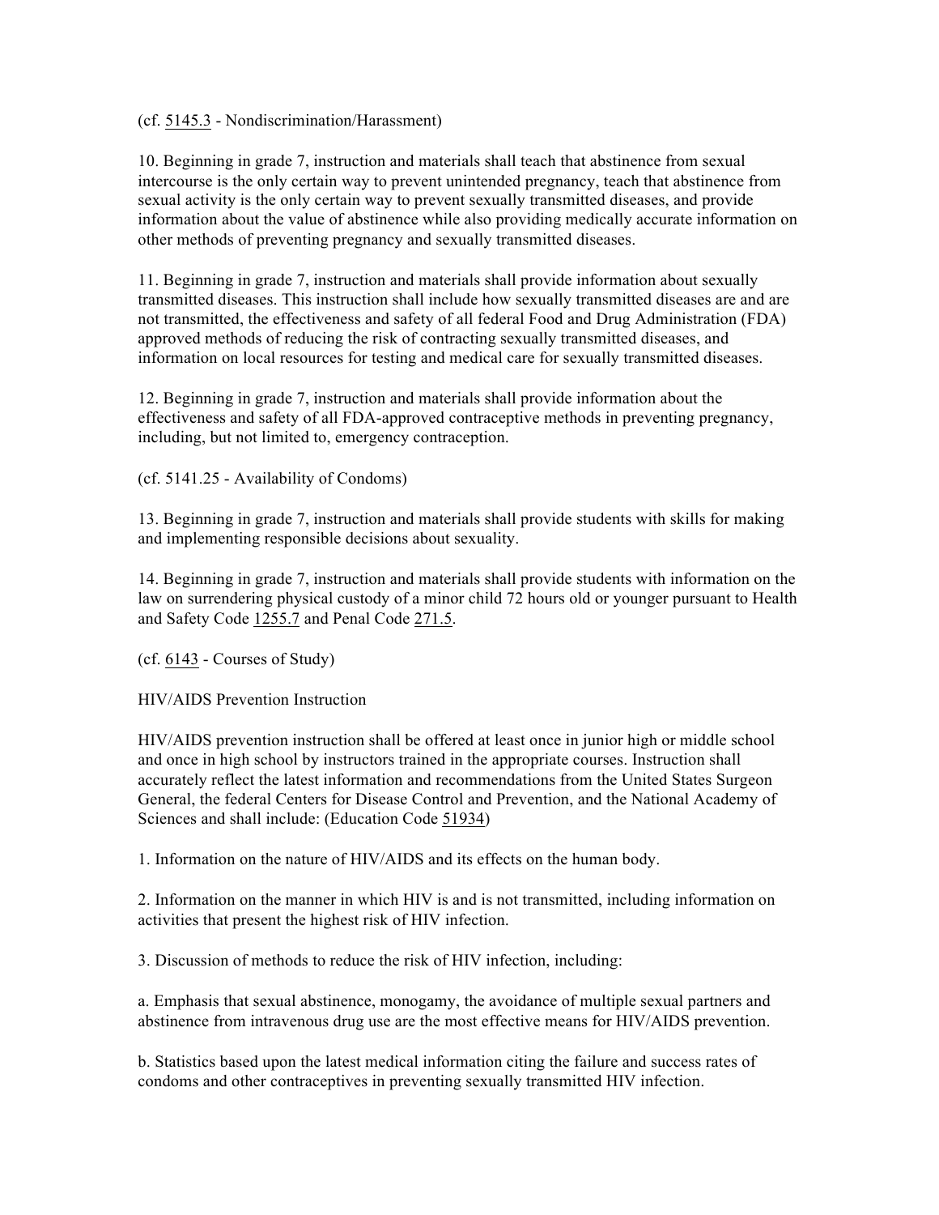(cf. 5145.3 - Nondiscrimination/Harassment)

10. Beginning in grade 7, instruction and materials shall teach that abstinence from sexual intercourse is the only certain way to prevent unintended pregnancy, teach that abstinence from sexual activity is the only certain way to prevent sexually transmitted diseases, and provide information about the value of abstinence while also providing medically accurate information on other methods of preventing pregnancy and sexually transmitted diseases.

11. Beginning in grade 7, instruction and materials shall provide information about sexually transmitted diseases. This instruction shall include how sexually transmitted diseases are and are not transmitted, the effectiveness and safety of all federal Food and Drug Administration (FDA) approved methods of reducing the risk of contracting sexually transmitted diseases, and information on local resources for testing and medical care for sexually transmitted diseases.

12. Beginning in grade 7, instruction and materials shall provide information about the effectiveness and safety of all FDA-approved contraceptive methods in preventing pregnancy, including, but not limited to, emergency contraception.

(cf. 5141.25 - Availability of Condoms)

13. Beginning in grade 7, instruction and materials shall provide students with skills for making and implementing responsible decisions about sexuality.

14. Beginning in grade 7, instruction and materials shall provide students with information on the law on surrendering physical custody of a minor child 72 hours old or younger pursuant to Health and Safety Code 1255.7 and Penal Code 271.5.

(cf. 6143 - Courses of Study)

HIV/AIDS Prevention Instruction

HIV/AIDS prevention instruction shall be offered at least once in junior high or middle school and once in high school by instructors trained in the appropriate courses. Instruction shall accurately reflect the latest information and recommendations from the United States Surgeon General, the federal Centers for Disease Control and Prevention, and the National Academy of Sciences and shall include: (Education Code 51934)

1. Information on the nature of HIV/AIDS and its effects on the human body.

2. Information on the manner in which HIV is and is not transmitted, including information on activities that present the highest risk of HIV infection.

3. Discussion of methods to reduce the risk of HIV infection, including:

a. Emphasis that sexual abstinence, monogamy, the avoidance of multiple sexual partners and abstinence from intravenous drug use are the most effective means for HIV/AIDS prevention.

b. Statistics based upon the latest medical information citing the failure and success rates of condoms and other contraceptives in preventing sexually transmitted HIV infection.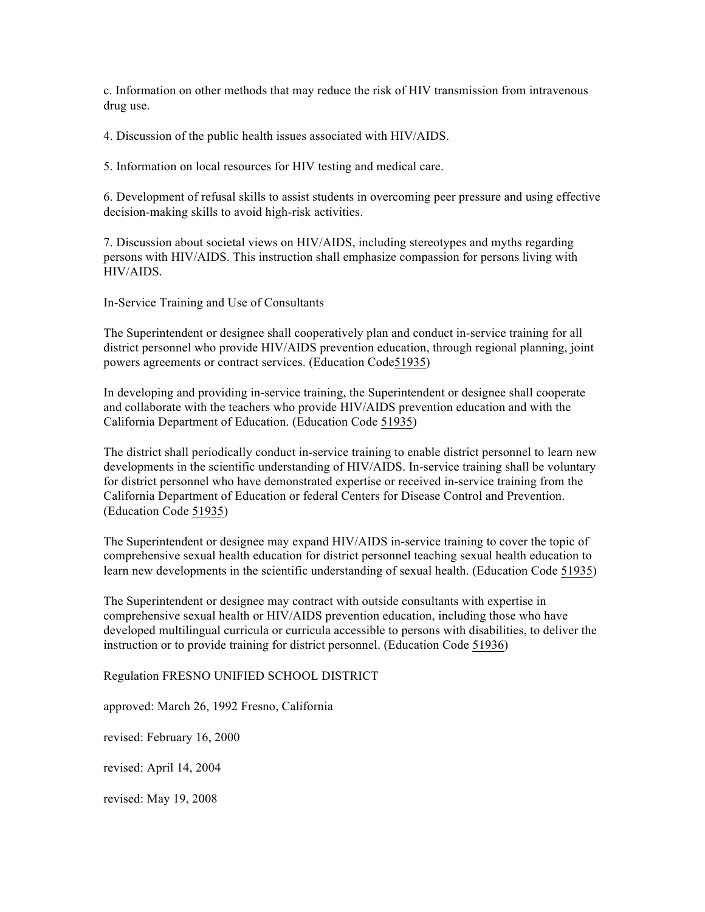c. Information on other methods that may reduce the risk of HIV transmission from intravenous drug use.

4. Discussion of the public health issues associated with HIV/AIDS.

5. Information on local resources for HIV testing and medical care.

6. Development of refusal skills to assist students in overcoming peer pressure and using effective decision-making skills to avoid high-risk activities.

7. Discussion about societal views on HIV/AIDS, including stereotypes and myths regarding persons with HIV/AIDS. This instruction shall emphasize compassion for persons living with HIV/AIDS.

In-Service Training and Use of Consultants

The Superintendent or designee shall cooperatively plan and conduct in-service training for all district personnel who provide HIV/AIDS prevention education, through regional planning, joint powers agreements or contract services. (Education Code51935)

In developing and providing in-service training, the Superintendent or designee shall cooperate and collaborate with the teachers who provide HIV/AIDS prevention education and with the California Department of Education. (Education Code 51935)

The district shall periodically conduct in-service training to enable district personnel to learn new developments in the scientific understanding of HIV/AIDS. In-service training shall be voluntary for district personnel who have demonstrated expertise or received in-service training from the California Department of Education or federal Centers for Disease Control and Prevention. (Education Code 51935)

The Superintendent or designee may expand HIV/AIDS in-service training to cover the topic of comprehensive sexual health education for district personnel teaching sexual health education to learn new developments in the scientific understanding of sexual health. (Education Code 51935)

The Superintendent or designee may contract with outside consultants with expertise in comprehensive sexual health or HIV/AIDS prevention education, including those who have developed multilingual curricula or curricula accessible to persons with disabilities, to deliver the instruction or to provide training for district personnel. (Education Code 51936)

Regulation FRESNO UNIFIED SCHOOL DISTRICT

approved: March 26, 1992 Fresno, California

revised: February 16, 2000

revised: April 14, 2004

revised: May 19, 2008